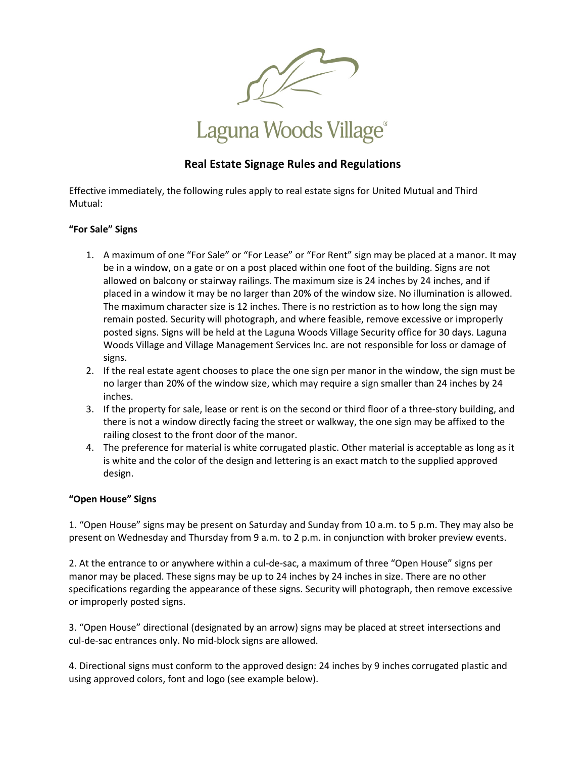Laguna Woods Village®

# Real Estate Signage Rules and Regulations

Effective immediately, the following rules apply to real estate signs for United Mutual and Third Mutual:

## "For Sale" Signs

1. A maximum of one "For Sale" or "For Lease" or "For Rent" sign may be placed at a manor. It may be in a window, on a gate or on a post placed within one foot of the building. Signs are not allowed on balcony or stairway railings. The maximum size is 24 inches by 24 inches, and if placed in a window it may be no larger than 20% of the window size. No illumination is allowed. The maximum character size is 12 inches. There is no restriction as to how long the sign may remain posted. Security will photograph, and where feasible, remove excessive or improperly posted signs. Signs will be held at the Laguna Woods Village Security office for 30 days. Laguna Woods Village and Village Management Services Inc. are not responsible for loss or damage of signs.
2. If the real estate agent chooses to place the one sign per manor in the window, the sign must be no larger than 20% of the window size, which may require a sign smaller than 24 inches by 24 inches.
3. If the property for sale, lease or rent is on the second or third floor of a three-story building, and there is not a window directly facing the street or walkway, the one sign may be affixed to the railing closest to the front door of the manor.
4. The preference for material is white corrugated plastic. Other material is acceptable as long as it is white and the color of the design and lettering is an exact match to the supplied approved design.

## "Open House" Signs

1. "Open House" signs may be present on Saturday and Sunday from 10 a.m. to 5 p.m. They may also be present on Wednesday and Thursday from 9 a.m. to 2 p.m. in conjunction with broker preview events.

2. At the entrance to or anywhere within a cul-de-sac, a maximum of three "Open House" signs per manor may be placed. These signs may be up to 24 inches by 24 inches in size. There are no other specifications regarding the appearance of these signs. Security will photograph, then remove excessive or improperly posted signs.

3. "Open House" directional (designated by an arrow) signs may be placed at street intersections and cul-de-sac entrances only. No mid-block signs are allowed.

4. Directional signs must conform to the approved design: 24 inches by 9 inches corrugated plastic and using approved colors, font and logo (see example below).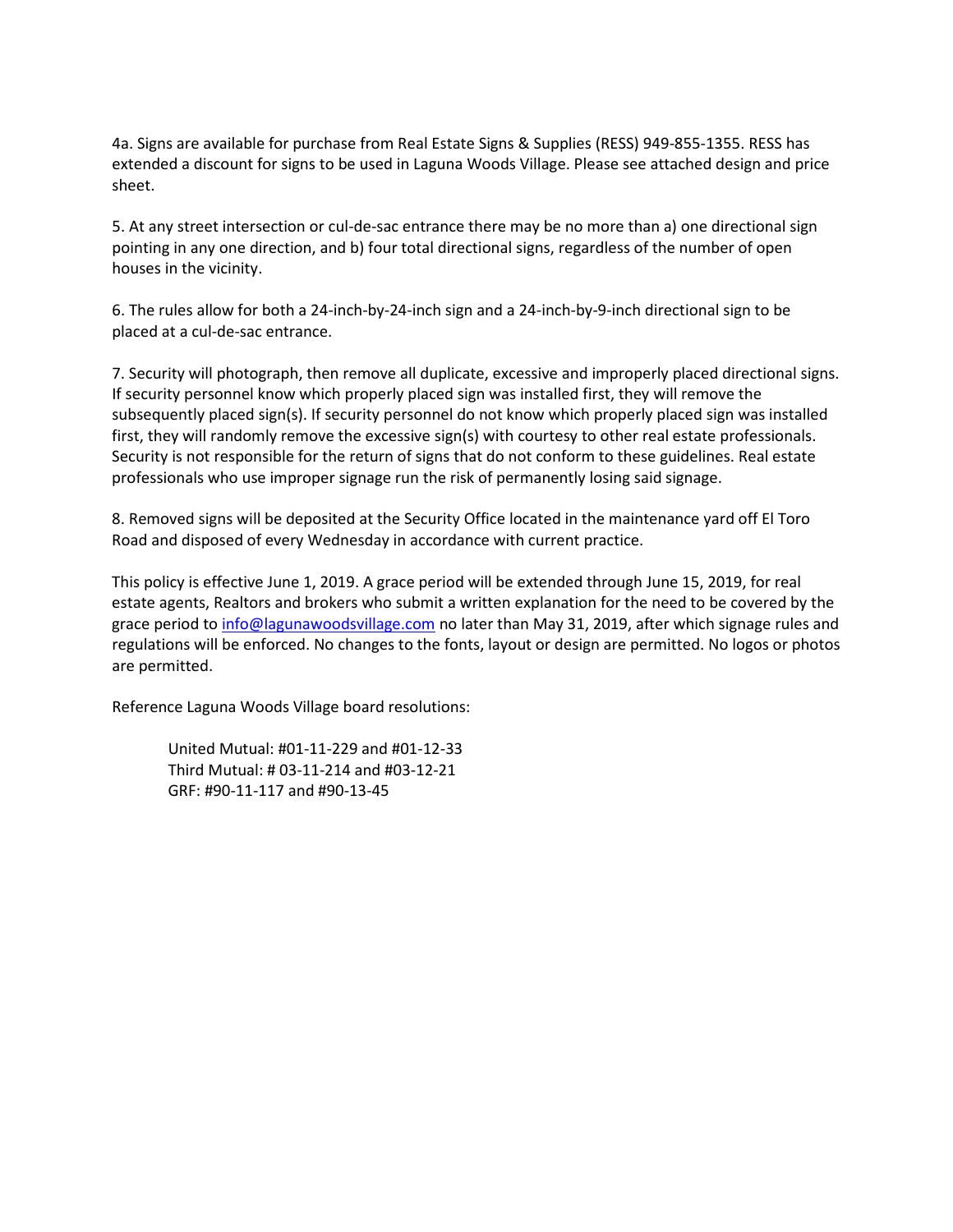4a. Signs are available for purchase from Real Estate Signs & Supplies (RESS) 949-855-1355. RESS has extended a discount for signs to be used in Laguna Woods Village. Please see attached design and price sheet.

5. At any street intersection or cul-de-sac entrance there may be no more than a) one directional sign pointing in any one direction, and b) four total directional signs, regardless of the number of open houses in the vicinity.

6. The rules allow for both a 24-inch-by-24-inch sign and a 24-inch-by-9-inch directional sign to be placed at a cul-de-sac entrance.

7. Security will photograph, then remove all duplicate, excessive and improperly placed directional signs. If security personnel know which properly placed sign was installed first, they will remove the subsequently placed sign(s). If security personnel do not know which properly placed sign was installed first, they will randomly remove the excessive sign(s) with courtesy to other real estate professionals. Security is not responsible for the return of signs that do not conform to these guidelines. Real estate professionals who use improper signage run the risk of permanently losing said signage.

8. Removed signs will be deposited at the Security Office located in the maintenance yard off El Toro Road and disposed of every Wednesday in accordance with current practice.

This policy is effective June 1, 2019. A grace period will be extended through June 15, 2019, for real estate agents, Realtors and brokers who submit a written explanation for the need to be covered by the grace period to [info@lagunawoodsvillage.com](mailto:info@lagunawoodsvillage.com) no later than May 31, 2019, after which signage rules and regulations will be enforced. No changes to the fonts, layout or design are permitted. No logos or photos are permitted.

Reference Laguna Woods Village board resolutions:

United Mutual: #01-11-229 and #01-12-33
Third Mutual: # 03-11-214 and #03-12-21
GRF: #90-11-117 and #90-13-45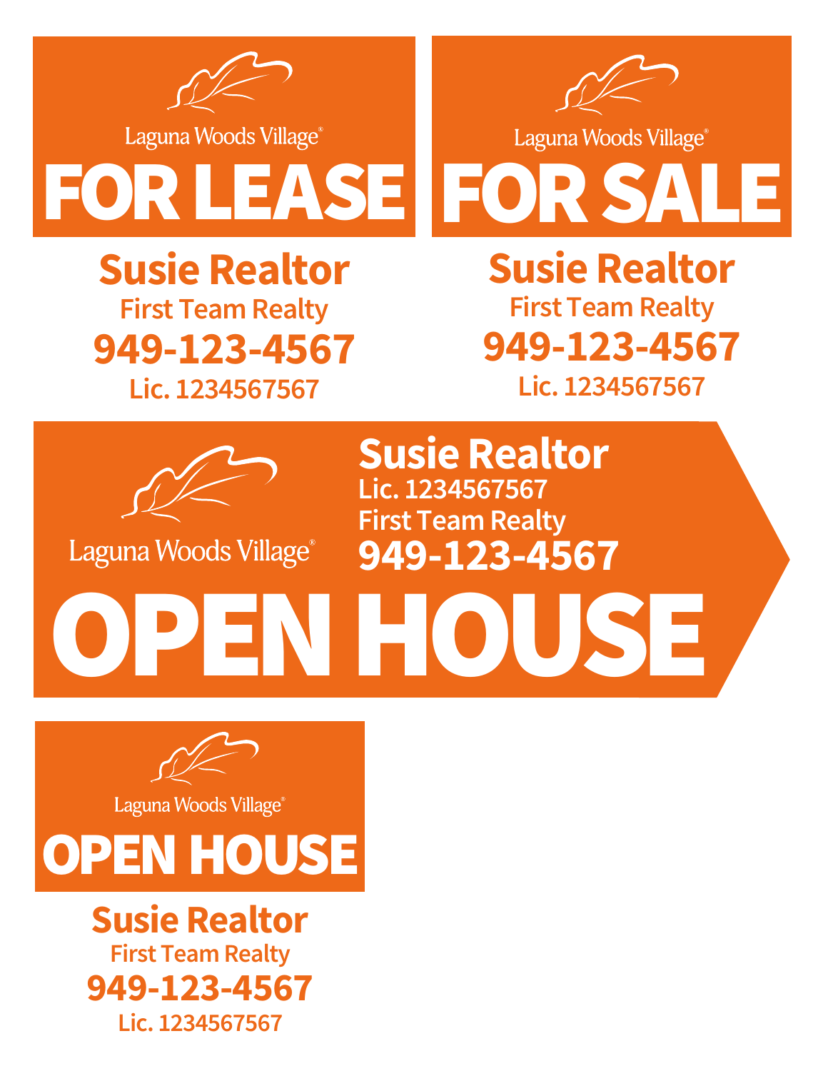Laguna Woods Village®

# FOR LEASE

**Susie Realtor**
First Team Realty
**949-123-4567**
Lic. 1234567567

Laguna Woods Village®

# FOR SALE

**Susie Realtor**
First Team Realty
**949-123-4567**
Lic. 1234567567

Laguna Woods Village®

**Susie Realtor**
Lic. 1234567567
First Team Realty
**949-123-4567**

# OPEN HOUSE

Laguna Woods Village®

# OPEN HOUSE

**Susie Realtor**
First Team Realty
**949-123-4567**
Lic. 1234567567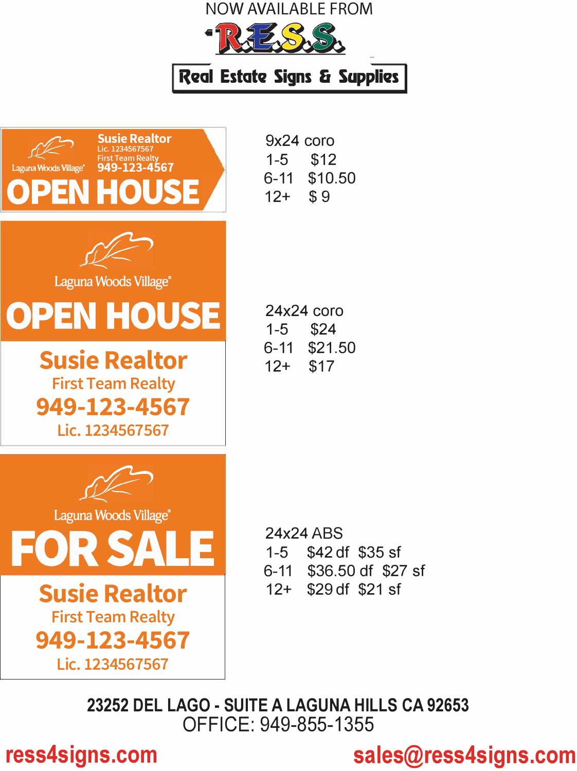NOW AVAILABLE FROM

# R.E.S.S.

## Real Estate Signs & Supplies

Susie Realtor
Lic. 1234567567
First Team Realty
Laguna Woods Village®
949-123-4567
OPEN HOUSE

9x24 coro

| | |
|---|---|
| 1-5 | $12 |
| 6-11 | $10.50 |
| 12+ | $ 9 |

Laguna Woods Village®
OPEN HOUSE
Susie Realtor
First Team Realty
949-123-4567
Lic. 1234567567

24x24 coro

| | |
|---|---|
| 1-5 | $24 |
| 6-11 | $21.50 |
| 12+ | $17 |

Laguna Woods Village®
FOR SALE
Susie Realtor
First Team Realty
949-123-4567
Lic. 1234567567

24x24 ABS

| | | |
|---|---|---|
| 1-5 | $42 df | $35 sf |
| 6-11 | $36.50 df | $27 sf |
| 12+ | $29 df | $21 sf |

**23252 DEL LAGO - SUITE A LAGUNA HILLS CA 92653**
OFFICE: 949-855-1355

ress4signs.com sales@ress4signs.com